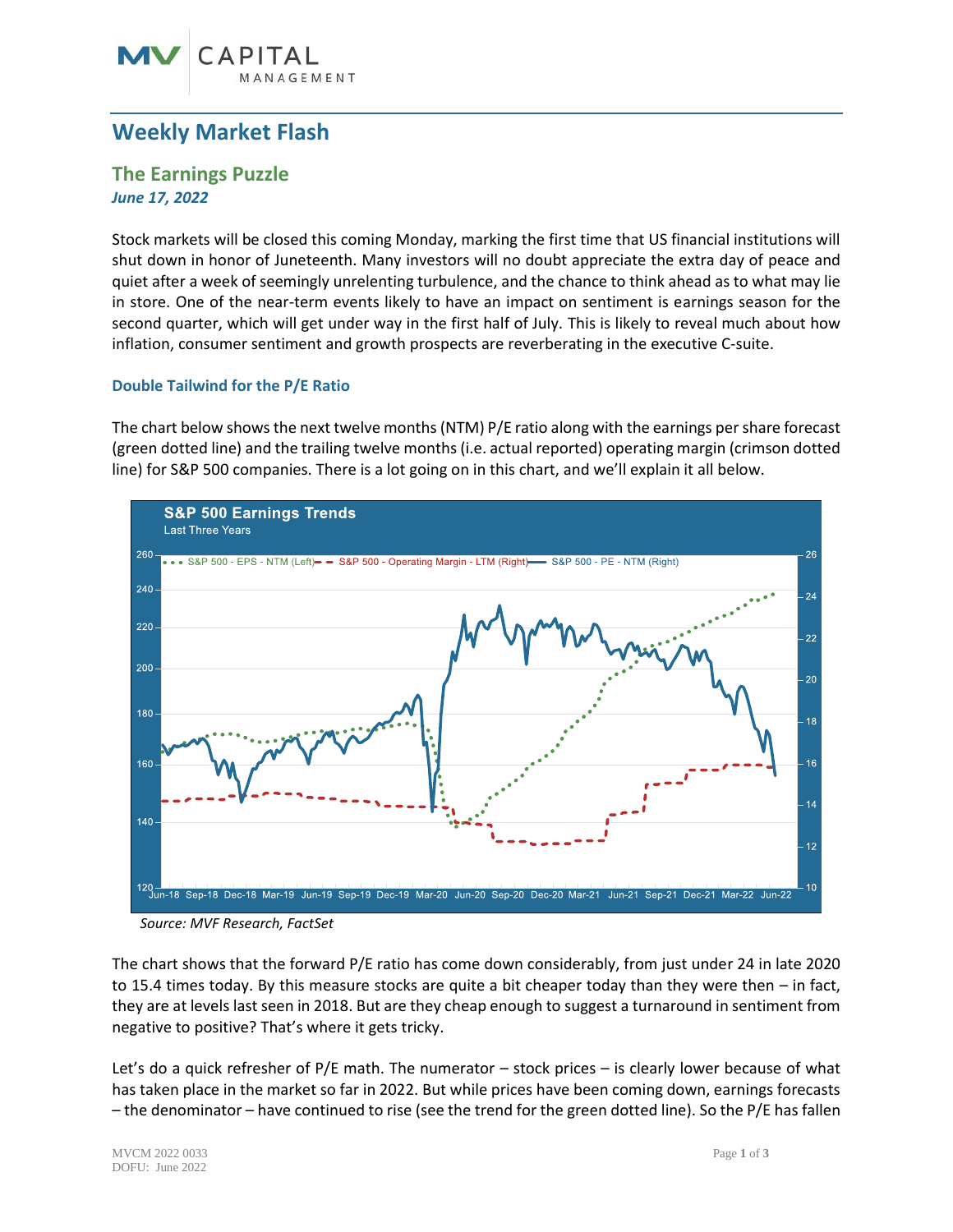# Weekly Market Flash

## The Earnings Puzzle

*June 17, 2022*

Stock markets will be closed this coming Monday, marking the first time that US financial institutions will shut down in honor of Juneteenth. Many investors will no doubt appreciate the extra day of peace and quiet after a week of seemingly unrelenting turbulence, and the chance to think ahead as to what may lie in store. One of the near-term events likely to have an impact on sentiment is earnings season for the second quarter, which will get under way in the first half of July. This is likely to reveal much about how inflation, consumer sentiment and growth prospects are reverberating in the executive C-suite.

### Double Tailwind for the P/E Ratio

The chart below shows the next twelve months (NTM) P/E ratio along with the earnings per share forecast (green dotted line) and the trailing twelve months (i.e. actual reported) operating margin (crimson dotted line) for S&P 500 companies. There is a lot going on in this chart, and we'll explain it all below.

*Source: MVF Research, FactSet*

The chart shows that the forward P/E ratio has come down considerably, from just under 24 in late 2020 to 15.4 times today. By this measure stocks are quite a bit cheaper today than they were then – in fact, they are at levels last seen in 2018. But are they cheap enough to suggest a turnaround in sentiment from negative to positive? That's where it gets tricky.

Let's do a quick refresher of P/E math. The numerator – stock prices – is clearly lower because of what has taken place in the market so far in 2022. But while prices have been coming down, earnings forecasts – the denominator – have continued to rise (see the trend for the green dotted line). So the P/E has fallen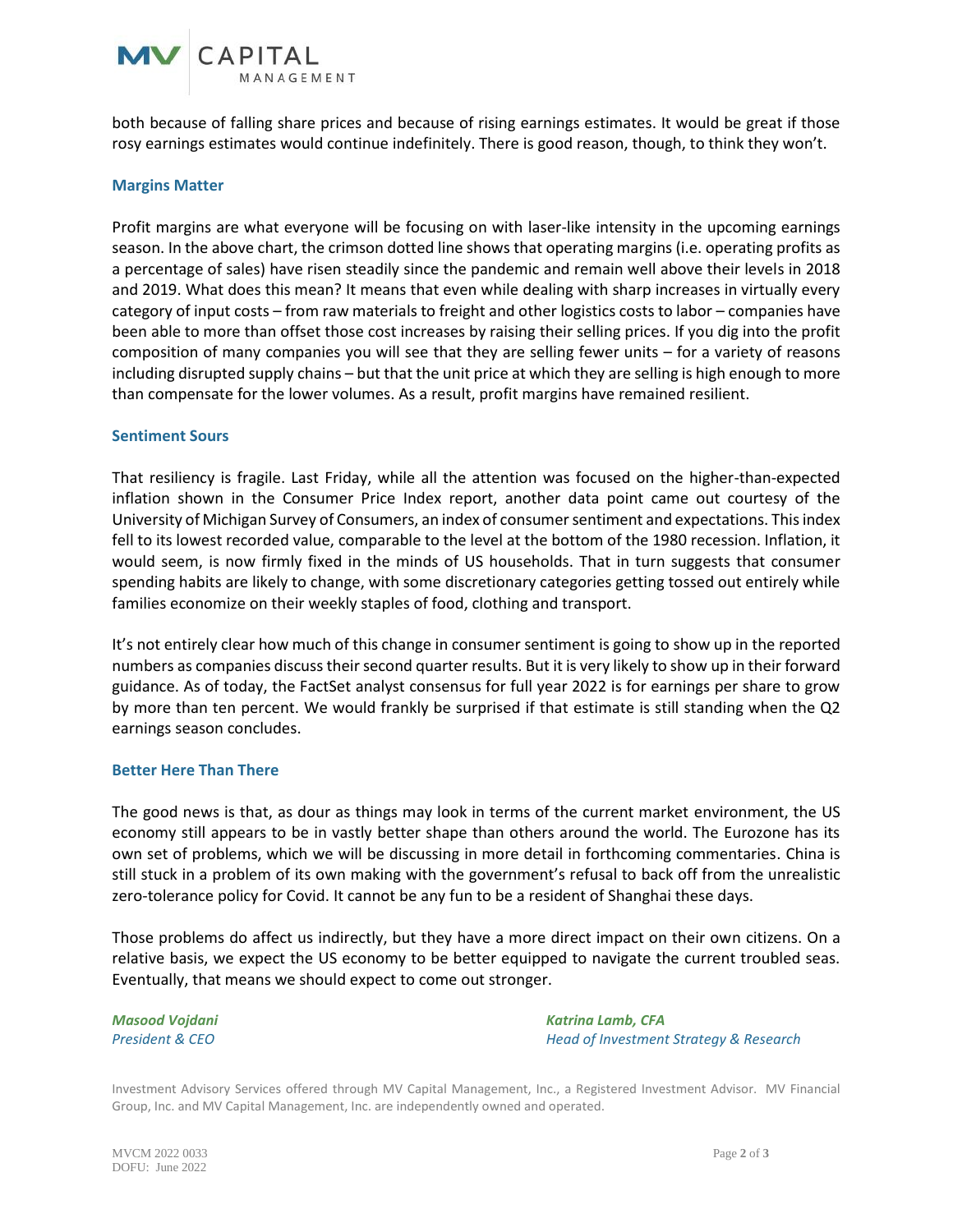both because of falling share prices and because of rising earnings estimates. It would be great if those rosy earnings estimates would continue indefinitely. There is good reason, though, to think they won't.

## Margins Matter

Profit margins are what everyone will be focusing on with laser-like intensity in the upcoming earnings season. In the above chart, the crimson dotted line shows that operating margins (i.e. operating profits as a percentage of sales) have risen steadily since the pandemic and remain well above their levels in 2018 and 2019. What does this mean? It means that even while dealing with sharp increases in virtually every category of input costs – from raw materials to freight and other logistics costs to labor – companies have been able to more than offset those cost increases by raising their selling prices. If you dig into the profit composition of many companies you will see that they are selling fewer units – for a variety of reasons including disrupted supply chains – but that the unit price at which they are selling is high enough to more than compensate for the lower volumes. As a result, profit margins have remained resilient.

## Sentiment Sours

That resiliency is fragile. Last Friday, while all the attention was focused on the higher-than-expected inflation shown in the Consumer Price Index report, another data point came out courtesy of the University of Michigan Survey of Consumers, an index of consumer sentiment and expectations. This index fell to its lowest recorded value, comparable to the level at the bottom of the 1980 recession. Inflation, it would seem, is now firmly fixed in the minds of US households. That in turn suggests that consumer spending habits are likely to change, with some discretionary categories getting tossed out entirely while families economize on their weekly staples of food, clothing and transport.

It's not entirely clear how much of this change in consumer sentiment is going to show up in the reported numbers as companies discuss their second quarter results. But it is very likely to show up in their forward guidance. As of today, the FactSet analyst consensus for full year 2022 is for earnings per share to grow by more than ten percent. We would frankly be surprised if that estimate is still standing when the Q2 earnings season concludes.

## Better Here Than There

The good news is that, as dour as things may look in terms of the current market environment, the US economy still appears to be in vastly better shape than others around the world. The Eurozone has its own set of problems, which we will be discussing in more detail in forthcoming commentaries. China is still stuck in a problem of its own making with the government's refusal to back off from the unrealistic zero-tolerance policy for Covid. It cannot be any fun to be a resident of Shanghai these days.

Those problems do affect us indirectly, but they have a more direct impact on their own citizens. On a relative basis, we expect the US economy to be better equipped to navigate the current troubled seas. Eventually, that means we should expect to come out stronger.

*Masood Vojdani*
*President & CEO*

*Katrina Lamb, CFA*
*Head of Investment Strategy & Research*

Investment Advisory Services offered through MV Capital Management, Inc., a Registered Investment Advisor. MV Financial Group, Inc. and MV Capital Management, Inc. are independently owned and operated.

MVCM 2022 0033
DOFU: June 2022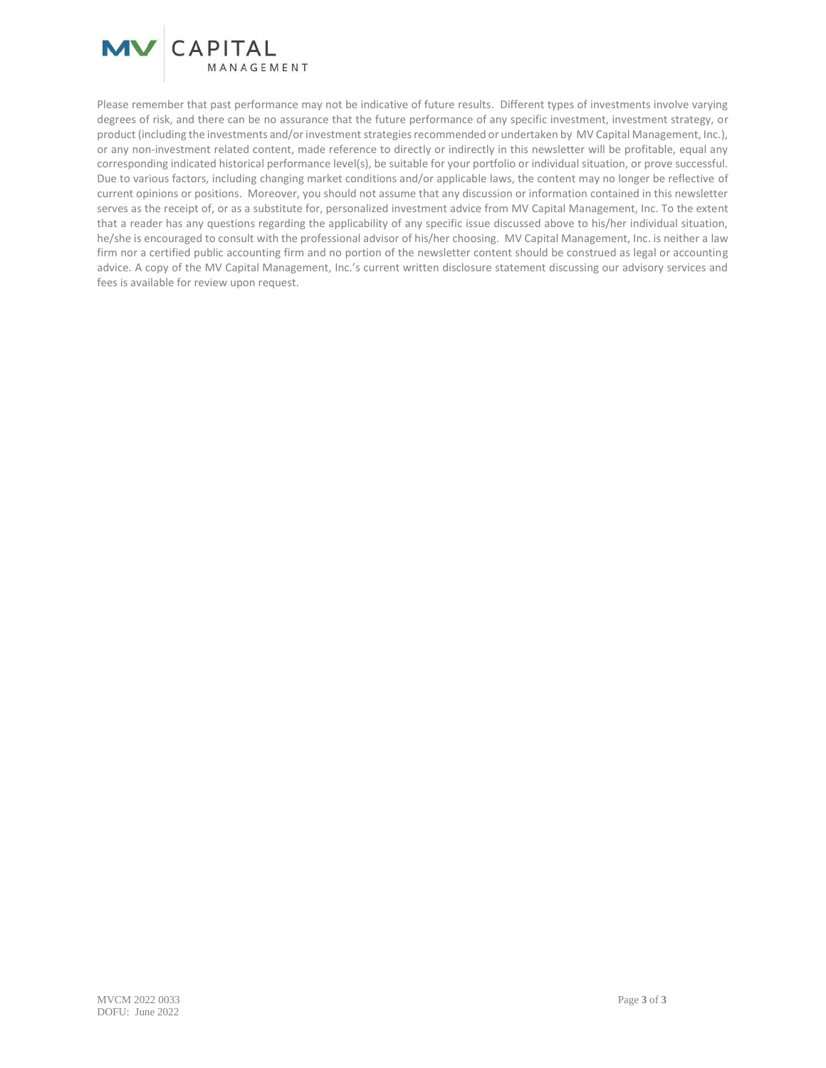Please remember that past performance may not be indicative of future results. Different types of investments involve varying degrees of risk, and there can be no assurance that the future performance of any specific investment, investment strategy, or product (including the investments and/or investment strategies recommended or undertaken by MV Capital Management, Inc.), or any non-investment related content, made reference to directly or indirectly in this newsletter will be profitable, equal any corresponding indicated historical performance level(s), be suitable for your portfolio or individual situation, or prove successful. Due to various factors, including changing market conditions and/or applicable laws, the content may no longer be reflective of current opinions or positions. Moreover, you should not assume that any discussion or information contained in this newsletter serves as the receipt of, or as a substitute for, personalized investment advice from MV Capital Management, Inc. To the extent that a reader has any questions regarding the applicability of any specific issue discussed above to his/her individual situation, he/she is encouraged to consult with the professional advisor of his/her choosing. MV Capital Management, Inc. is neither a law firm nor a certified public accounting firm and no portion of the newsletter content should be construed as legal or accounting advice. A copy of the MV Capital Management, Inc.'s current written disclosure statement discussing our advisory services and fees is available for review upon request.

MVCM 2022 0033
DOFU: June 2022